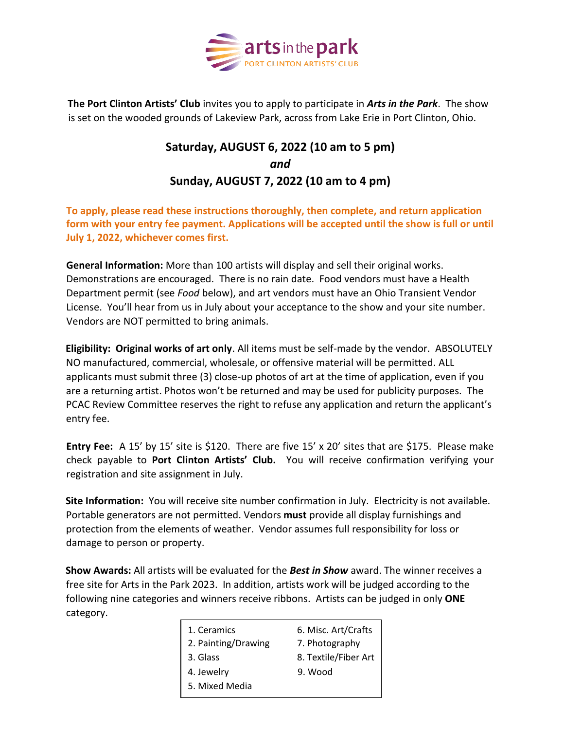**arts in the park**
PORT CLINTON ARTISTS' CLUB

**The Port Clinton Artists' Club** invites you to apply to participate in ***Arts in the Park***. The show is set on the wooded grounds of Lakeview Park, across from Lake Erie in Port Clinton, Ohio.

## Saturday, AUGUST 6, 2022 (10 am to 5 pm)
## *and*
## Sunday, AUGUST 7, 2022 (10 am to 4 pm)

**To apply, please read these instructions thoroughly, then complete, and return application form with your entry fee payment. Applications will be accepted until the show is full or until July 1, 2022, whichever comes first.**

**General Information:** More than 100 artists will display and sell their original works. Demonstrations are encouraged. There is no rain date. Food vendors must have a Health Department permit (see *Food* below), and art vendors must have an Ohio Transient Vendor License. You'll hear from us in July about your acceptance to the show and your site number. Vendors are NOT permitted to bring animals.

**Eligibility: Original works of art only**. All items must be self-made by the vendor. ABSOLUTELY NO manufactured, commercial, wholesale, or offensive material will be permitted. ALL applicants must submit three (3) close-up photos of art at the time of application, even if you are a returning artist. Photos won't be returned and may be used for publicity purposes. The PCAC Review Committee reserves the right to refuse any application and return the applicant's entry fee.

**Entry Fee:** A 15' by 15' site is $120. There are five 15' x 20' sites that are $175. Please make check payable to **Port Clinton Artists' Club.** You will receive confirmation verifying your registration and site assignment in July.

**Site Information:** You will receive site number confirmation in July. Electricity is not available. Portable generators are not permitted. Vendors **must** provide all display furnishings and protection from the elements of weather. Vendor assumes full responsibility for loss or damage to person or property.

**Show Awards:** All artists will be evaluated for the ***Best in Show*** award. The winner receives a free site for Arts in the Park 2023. In addition, artists work will be judged according to the following nine categories and winners receive ribbons. Artists can be judged in only **ONE** category.

1. Ceramics
2. Painting/Drawing
3. Glass
4. Jewelry
5. Mixed Media
6. Misc. Art/Crafts
7. Photography
8. Textile/Fiber Art
9. Wood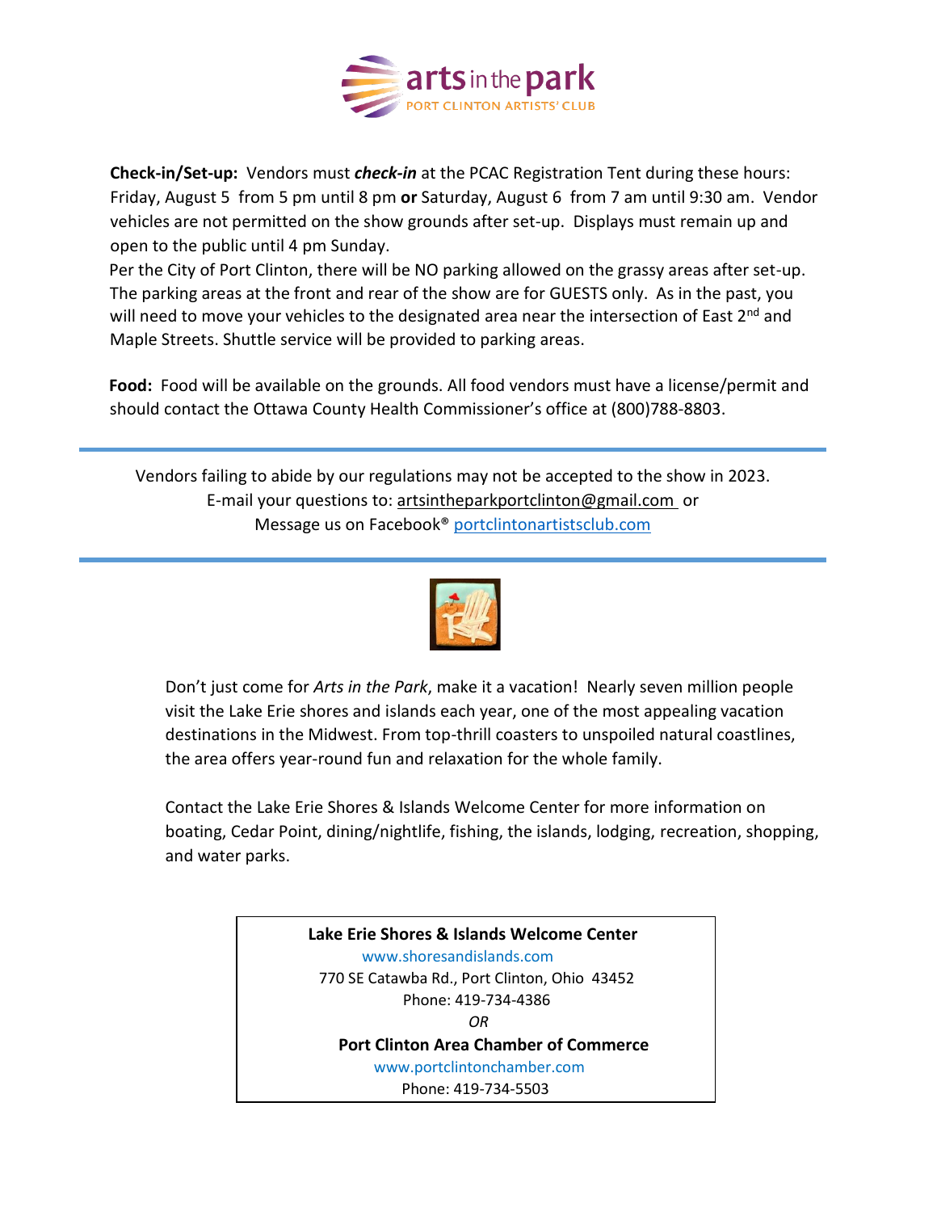**arts in the park**
PORT CLINTON ARTISTS' CLUB

**Check-in/Set-up:** Vendors must ***check-in*** at the PCAC Registration Tent during these hours: Friday, August 5 from 5 pm until 8 pm **or** Saturday, August 6 from 7 am until 9:30 am. Vendor vehicles are not permitted on the show grounds after set-up. Displays must remain up and open to the public until 4 pm Sunday.

Per the City of Port Clinton, there will be NO parking allowed on the grassy areas after set-up. The parking areas at the front and rear of the show are for GUESTS only. As in the past, you will need to move your vehicles to the designated area near the intersection of East 2nd and Maple Streets. Shuttle service will be provided to parking areas.

**Food:** Food will be available on the grounds. All food vendors must have a license/permit and should contact the Ottawa County Health Commissioner's office at (800)788-8803.

---

Vendors failing to abide by our regulations may not be accepted to the show in 2023.
E-mail your questions to: artsintheparkportclinton@gmail.com or
Message us on Facebook® portclintonartistsclub.com

---

Don't just come for *Arts in the Park*, make it a vacation! Nearly seven million people visit the Lake Erie shores and islands each year, one of the most appealing vacation destinations in the Midwest. From top-thrill coasters to unspoiled natural coastlines, the area offers year-round fun and relaxation for the whole family.

Contact the Lake Erie Shores & Islands Welcome Center for more information on boating, Cedar Point, dining/nightlife, fishing, the islands, lodging, recreation, shopping, and water parks.

**Lake Erie Shores & Islands Welcome Center**
www.shoresandislands.com
770 SE Catawba Rd., Port Clinton, Ohio 43452
Phone: 419-734-4386
*OR*
**Port Clinton Area Chamber of Commerce**
www.portclintonchamber.com
Phone: 419-734-5503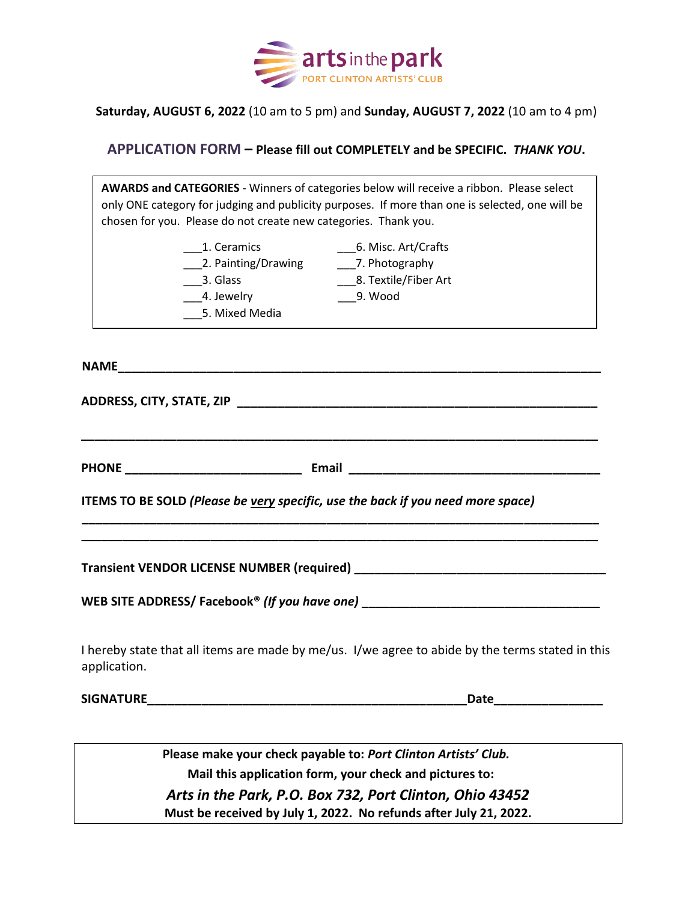**arts in the park**
PORT CLINTON ARTISTS' CLUB

**Saturday, AUGUST 6, 2022** (10 am to 5 pm) and **Sunday, AUGUST 7, 2022** (10 am to 4 pm)

## APPLICATION FORM – Please fill out COMPLETELY and be SPECIFIC. *THANK YOU*.

**AWARDS and CATEGORIES** - Winners of categories below will receive a ribbon. Please select only ONE category for judging and publicity purposes. If more than one is selected, one will be chosen for you. Please do not create new categories. Thank you.

___1. Ceramics
___2. Painting/Drawing
___3. Glass
___4. Jewelry
___5. Mixed Media
___6. Misc. Art/Crafts
___7. Photography
___8. Textile/Fiber Art
___9. Wood

**NAME**_______________________________________________________________________

**ADDRESS, CITY, STATE, ZIP** ______________________________________________________

_____________________________________________________________________________

**PHONE** __________________________ **Email** _____________________________________

**ITEMS TO BE SOLD** ***(Please be very specific, use the back if you need more space)***

_____________________________________________________________________________
_____________________________________________________________________________

**Transient VENDOR LICENSE NUMBER (required)** ___________________________________

**WEB SITE ADDRESS/ Facebook®** ***(If you have one)*** __________________________________

I hereby state that all items are made by me/us. I/we agree to abide by the terms stated in this application.

**SIGNATURE**_______________________________________________**Date**_______________

**Please make your check payable to:** ***Port Clinton Artists' Club.***
**Mail this application form, your check and pictures to:**
***Arts in the Park, P.O. Box 732, Port Clinton, Ohio 43452***
**Must be received by July 1, 2022. No refunds after July 21, 2022.**